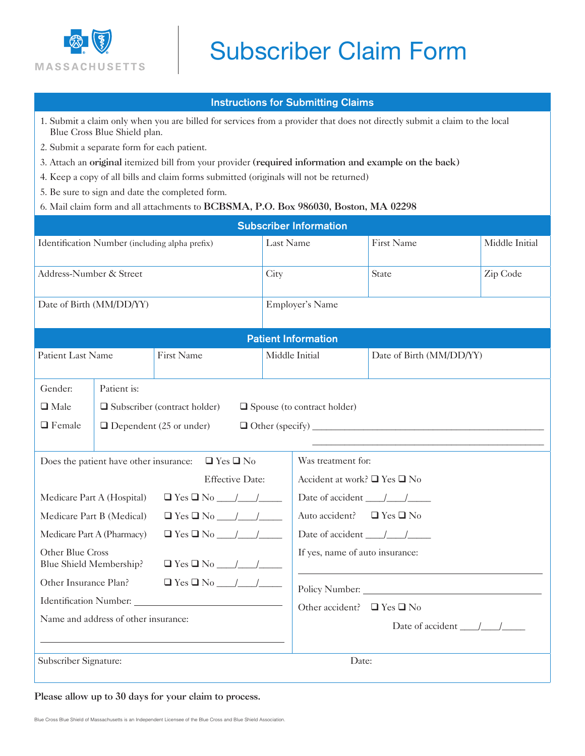MASSACHUSETTS

# Subscriber Claim Form

## Instructions for Submitting Claims

1. Submit a claim only when you are billed for services from a provider that does not directly submit a claim to the local Blue Cross Blue Shield plan.
2. Submit a separate form for each patient.
3. Attach an **original** itemized bill from your provider **(required information and example on the back)**
4. Keep a copy of all bills and claim forms submitted (originals will not be returned)
5. Be sure to sign and date the completed form.
6. Mail claim form and all attachments to **BCBSMA, P.O. Box 986030, Boston, MA 02298**

## Subscriber Information

| Identification Number (including alpha prefix) | Last Name | First Name | Middle Initial |
|---|---|---|---|
| | | | |
| **Address-Number & Street** | **City** | **State** | **Zip Code** |
| | | | |
| **Date of Birth (MM/DD/YY)** | **Employer's Name** | | |
| | | | |

## Patient Information

| Patient Last Name | First Name | Middle Initial | Date of Birth (MM/DD/YY) |
|---|---|---|---|
| | | | |

Gender:

❑ Male

❑ Female

Patient is:

❑ Subscriber (contract holder) ❑ Spouse (to contract holder)

❑ Dependent (25 or under) ❑ Other (specify) ______________________________

Does the patient have other insurance: ❑ Yes ❑ No

Effective Date:

Medicare Part A (Hospital) ❑ Yes ❑ No ____/____/_____

Medicare Part B (Medical) ❑ Yes ❑ No ____/____/_____

Medicare Part A (Pharmacy) ❑ Yes ❑ No ____/____/_____

Other Blue Cross Blue Shield Membership? ❑ Yes ❑ No ____/____/_____

Other Insurance Plan? ❑ Yes ❑ No ____/____/_____

Identification Number: ______________________________

Name and address of other insurance:

______________________________

Was treatment for:

Accident at work? ❑ Yes ❑ No

Date of accident ____/____/_____

Auto accident? ❑ Yes ❑ No

Date of accident ____/____/_____

If yes, name of auto insurance:

______________________________

Policy Number: ______________________________

Other accident? ❑ Yes ❑ No

Date of accident ____/____/_____

Subscriber Signature: Date:

**Please allow up to 30 days for your claim to process.**

Blue Cross Blue Shield of Massachusetts is an Independent Licensee of the Blue Cross and Blue Shield Association.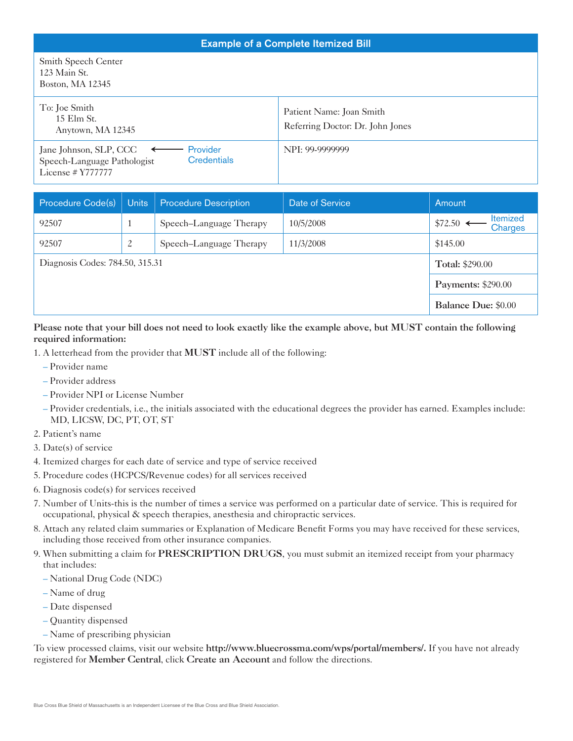## Example of a Complete Itemized Bill

Smith Speech Center
123 Main St.
Boston, MA 12345

| | |
|---|---|
| To: Joe Smith<br>15 Elm St.<br>Anytown, MA 12345 | Patient Name: Joan Smith<br>Referring Doctor: Dr. John Jones |
| Jane Johnson, SLP, CCC ← Provider Credentials<br>Speech-Language Pathologist<br>License # Y777777 | NPI: 99-9999999 |

| Procedure Code(s) | Units | Procedure Description | Date of Service | Amount |
|---|---|---|---|---|
| 92507 | 1 | Speech–Language Therapy | 10/5/2008 | $72.50 ← Itemized Charges |
| 92507 | 2 | Speech–Language Therapy | 11/3/2008 | $145.00 |
| Diagnosis Codes: 784.50, 315.31 | | | | **Total:** $290.00 |
| | | | | **Payments:** $290.00 |
| | | | | **Balance Due:** $0.00 |

**Please note that your bill does not need to look exactly like the example above, but MUST contain the following required information:**

1. A letterhead from the provider that **MUST** include all of the following:
   - Provider name
   - Provider address
   - Provider NPI or License Number
   - Provider credentials, i.e., the initials associated with the educational degrees the provider has earned. Examples include: MD, LICSW, DC, PT, OT, ST
2. Patient's name
3. Date(s) of service
4. Itemized charges for each date of service and type of service received
5. Procedure codes (HCPCS/Revenue codes) for all services received
6. Diagnosis code(s) for services received
7. Number of Units-this is the number of times a service was performed on a particular date of service. This is required for occupational, physical & speech therapies, anesthesia and chiropractic services.
8. Attach any related claim summaries or Explanation of Medicare Benefit Forms you may have received for these services, including those received from other insurance companies.
9. When submitting a claim for **PRESCRIPTION DRUGS**, you must submit an itemized receipt from your pharmacy that includes:
   - National Drug Code (NDC)
   - Name of drug
   - Date dispensed
   - Quantity dispensed
   - Name of prescribing physician

To view processed claims, visit our website **http://www.bluecrossma.com/wps/portal/members/.** If you have not already registered for **Member Central**, click **Create an Account** and follow the directions.

Blue Cross Blue Shield of Massachusetts is an Independent Licensee of the Blue Cross and Blue Shield Association.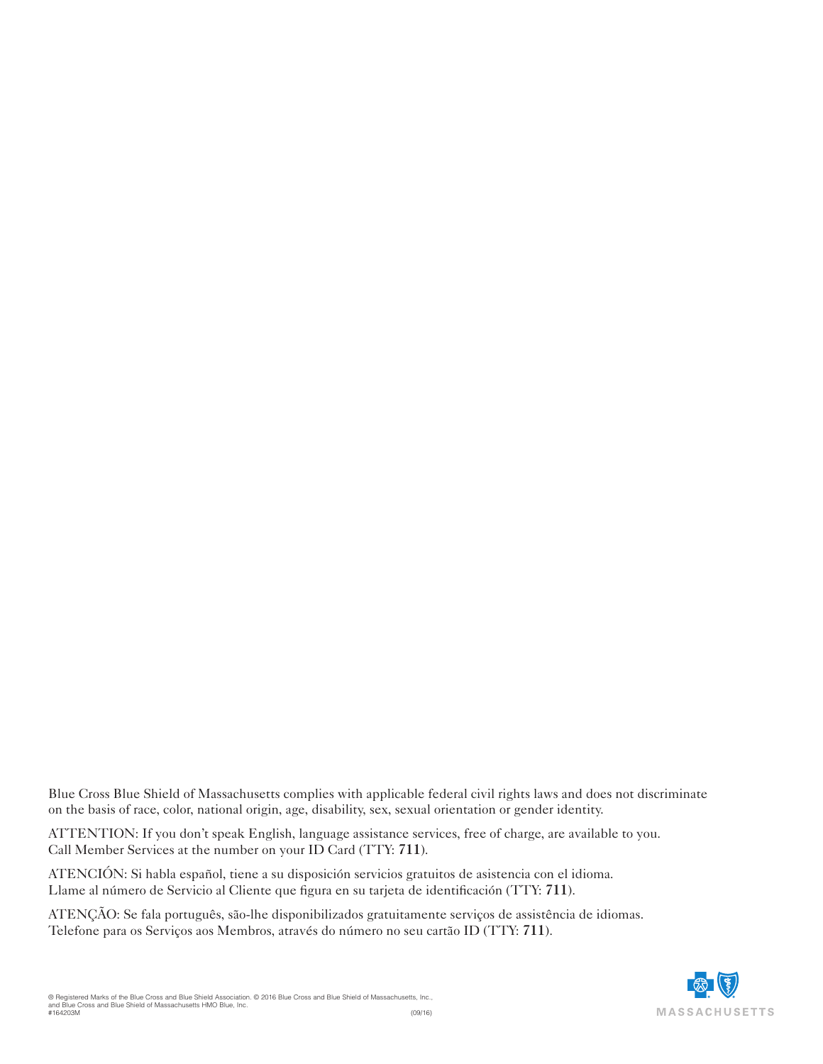Blue Cross Blue Shield of Massachusetts complies with applicable federal civil rights laws and does not discriminate on the basis of race, color, national origin, age, disability, sex, sexual orientation or gender identity.

ATTENTION: If you don't speak English, language assistance services, free of charge, are available to you. Call Member Services at the number on your ID Card (TTY: **711**).

ATENCIÓN: Si habla español, tiene a su disposición servicios gratuitos de asistencia con el idioma. Llame al número de Servicio al Cliente que figura en su tarjeta de identificación (TTY: **711**).

ATENÇÃO: Se fala português, são-lhe disponibilizados gratuitamente serviços de assistência de idiomas. Telefone para os Serviços aos Membros, através do número no seu cartão ID (TTY: **711**).

® Registered Marks of the Blue Cross and Blue Shield Association. © 2016 Blue Cross and Blue Shield of Massachusetts, Inc., and Blue Cross and Blue Shield of Massachusetts HMO Blue, Inc.
#164203M (09/16)

MASSACHUSETTS